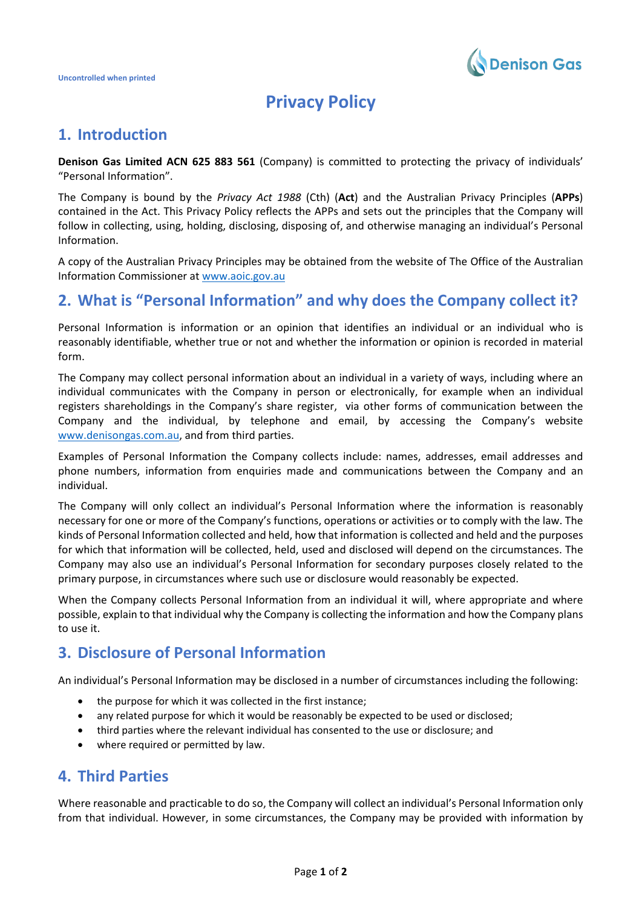Uncontrolled when printed

# Privacy Policy

## 1. Introduction

**Denison Gas Limited ACN 625 883 561** (Company) is committed to protecting the privacy of individuals' "Personal Information".

The Company is bound by the *Privacy Act 1988* (Cth) (**Act**) and the Australian Privacy Principles (**APPs**) contained in the Act. This Privacy Policy reflects the APPs and sets out the principles that the Company will follow in collecting, using, holding, disclosing, disposing of, and otherwise managing an individual's Personal Information.

A copy of the Australian Privacy Principles may be obtained from the website of The Office of the Australian Information Commissioner at www.aoic.gov.au

## 2. What is "Personal Information" and why does the Company collect it?

Personal Information is information or an opinion that identifies an individual or an individual who is reasonably identifiable, whether true or not and whether the information or opinion is recorded in material form.

The Company may collect personal information about an individual in a variety of ways, including where an individual communicates with the Company in person or electronically, for example when an individual registers shareholdings in the Company's share register, via other forms of communication between the Company and the individual, by telephone and email, by accessing the Company's website www.denisongas.com.au, and from third parties.

Examples of Personal Information the Company collects include: names, addresses, email addresses and phone numbers, information from enquiries made and communications between the Company and an individual.

The Company will only collect an individual's Personal Information where the information is reasonably necessary for one or more of the Company's functions, operations or activities or to comply with the law. The kinds of Personal Information collected and held, how that information is collected and held and the purposes for which that information will be collected, held, used and disclosed will depend on the circumstances. The Company may also use an individual's Personal Information for secondary purposes closely related to the primary purpose, in circumstances where such use or disclosure would reasonably be expected.

When the Company collects Personal Information from an individual it will, where appropriate and where possible, explain to that individual why the Company is collecting the information and how the Company plans to use it.

## 3. Disclosure of Personal Information

An individual's Personal Information may be disclosed in a number of circumstances including the following:

- the purpose for which it was collected in the first instance;
- any related purpose for which it would be reasonably be expected to be used or disclosed;
- third parties where the relevant individual has consented to the use or disclosure; and
- where required or permitted by law.

## 4. Third Parties

Where reasonable and practicable to do so, the Company will collect an individual's Personal Information only from that individual. However, in some circumstances, the Company may be provided with information by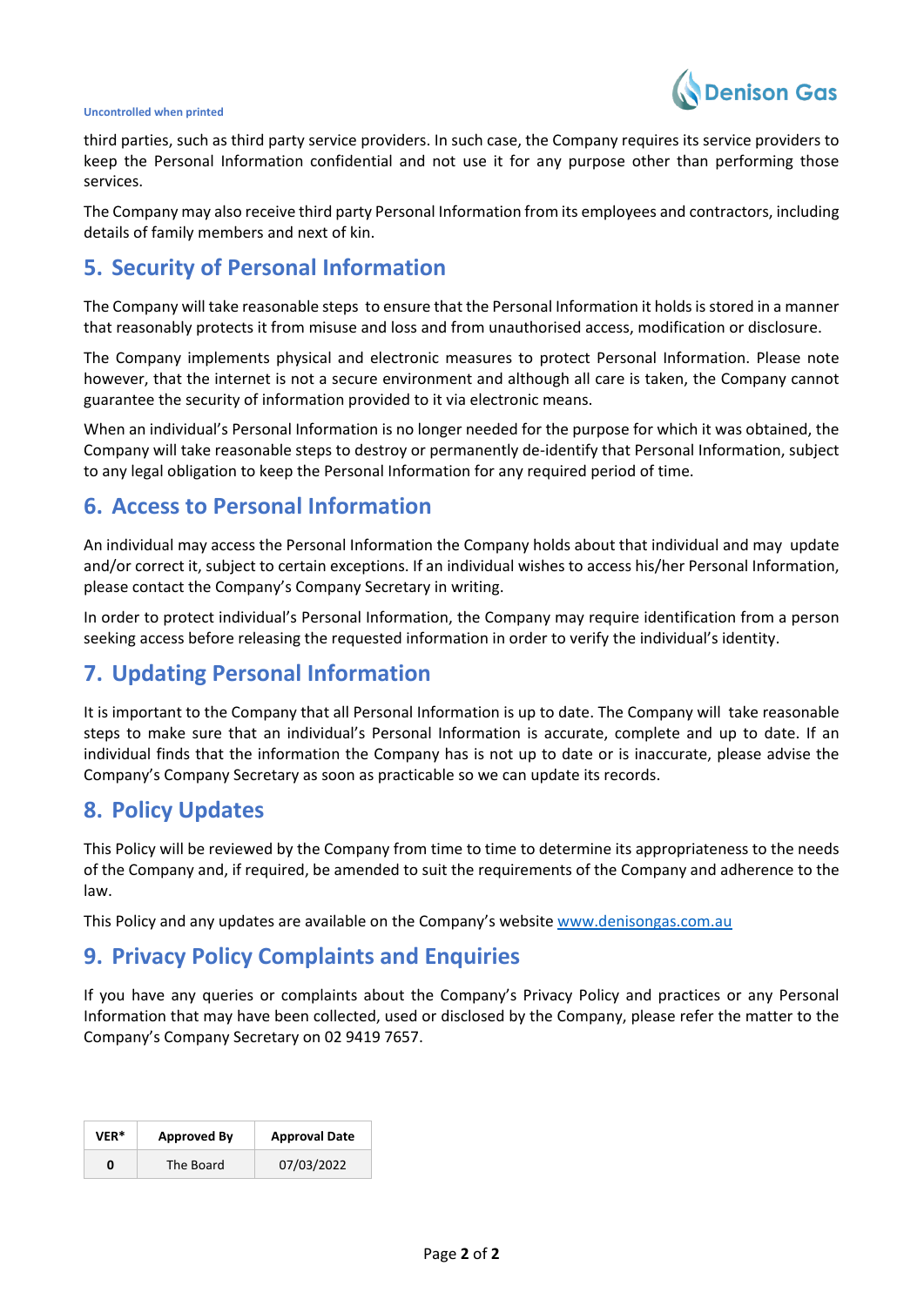third parties, such as third party service providers. In such case, the Company requires its service providers to keep the Personal Information confidential and not use it for any purpose other than performing those services.

The Company may also receive third party Personal Information from its employees and contractors, including details of family members and next of kin.

## 5. Security of Personal Information

The Company will take reasonable steps to ensure that the Personal Information it holds is stored in a manner that reasonably protects it from misuse and loss and from unauthorised access, modification or disclosure.

The Company implements physical and electronic measures to protect Personal Information. Please note however, that the internet is not a secure environment and although all care is taken, the Company cannot guarantee the security of information provided to it via electronic means.

When an individual's Personal Information is no longer needed for the purpose for which it was obtained, the Company will take reasonable steps to destroy or permanently de-identify that Personal Information, subject to any legal obligation to keep the Personal Information for any required period of time.

## 6. Access to Personal Information

An individual may access the Personal Information the Company holds about that individual and may update and/or correct it, subject to certain exceptions. If an individual wishes to access his/her Personal Information, please contact the Company's Company Secretary in writing.

In order to protect individual's Personal Information, the Company may require identification from a person seeking access before releasing the requested information in order to verify the individual's identity.

## 7. Updating Personal Information

It is important to the Company that all Personal Information is up to date. The Company will take reasonable steps to make sure that an individual's Personal Information is accurate, complete and up to date. If an individual finds that the information the Company has is not up to date or is inaccurate, please advise the Company's Company Secretary as soon as practicable so we can update its records.

## 8. Policy Updates

This Policy will be reviewed by the Company from time to time to determine its appropriateness to the needs of the Company and, if required, be amended to suit the requirements of the Company and adherence to the law.

This Policy and any updates are available on the Company's website www.denisongas.com.au

## 9. Privacy Policy Complaints and Enquiries

If you have any queries or complaints about the Company's Privacy Policy and practices or any Personal Information that may have been collected, used or disclosed by the Company, please refer the matter to the Company's Company Secretary on 02 9419 7657.

| VER* | Approved By | Approval Date |
|---|---|---|
| **0** | The Board | 07/03/2022 |